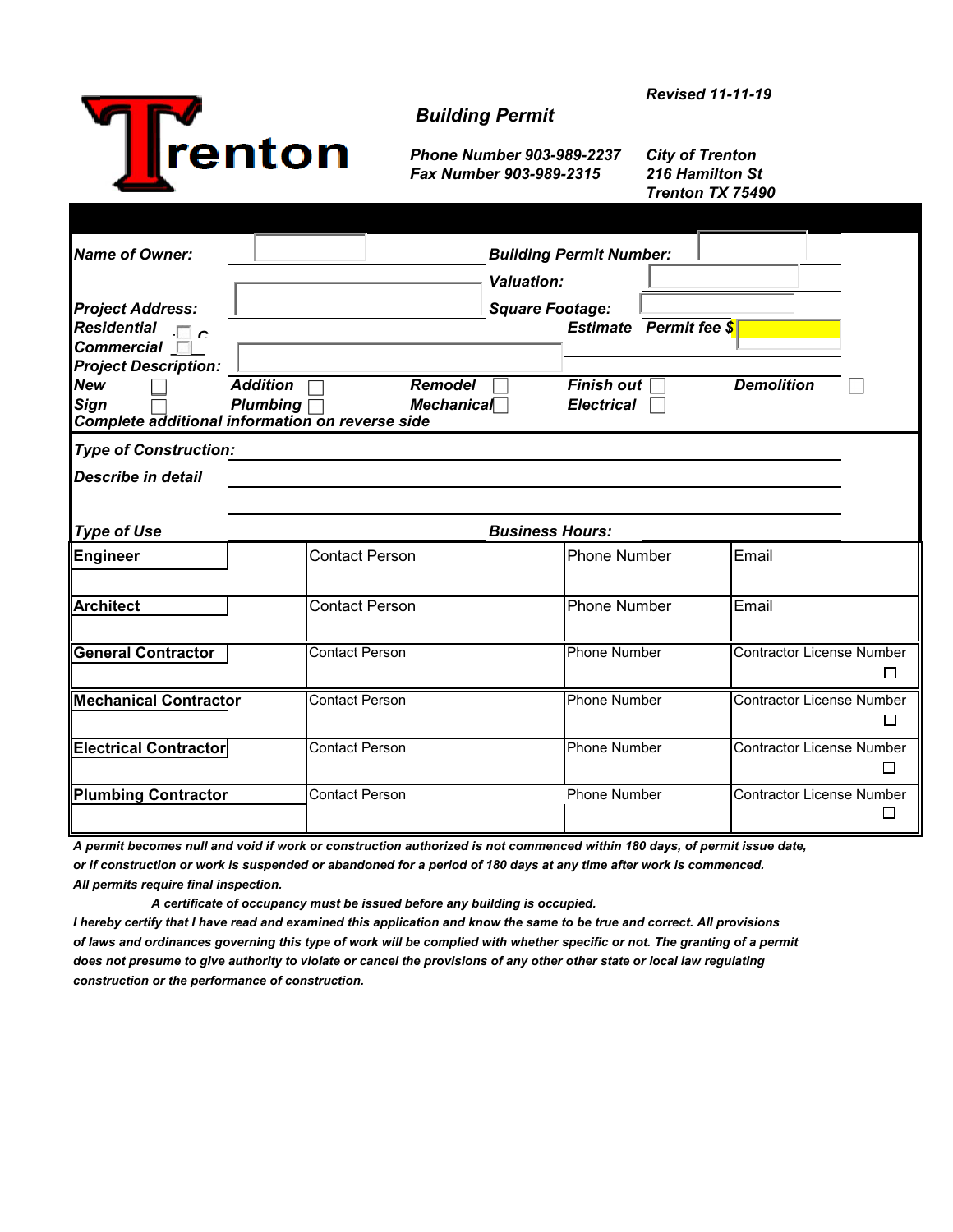Revised 11-11-19

# Building Permit

**Trenton**

*Phone Number 903-989-2237*
*Fax Number 903-989-2315*

*City of Trenton*
*216 Hamilton St*
*Trenton TX 75490*

**Name of Owner:** ____________________ **Building Permit Number:** ____________________

**Valuation:** ____________________

**Project Address:** ____________________ **Square Footage:** ____________________

**Residential** ☐ **Estimate** **Permit fee $** ____________________

**Commercial** ☐

**Project Description:** ____________________

**New** ☐ **Addition** ☐ **Remodel** ☐ **Finish out** ☐ **Demolition** ☐

**Sign** ☐ **Plumbing** ☐ **Mechanical** ☐ **Electrical** ☐

**Complete additional information on reverse side**

**Type of Construction:** ____________________

**Describe in detail** ____________________

____________________

**Type of Use** ____________________ **Business Hours:** ____________________

| | Contact Person | Phone Number | Email |
|---|---|---|---|
| **Engineer** | | | |
| **Architect** | | | |

| | Contact Person | Phone Number | Contractor License Number |
|---|---|---|---|
| **General Contractor** | | | ☐ |
| **Mechanical Contractor** | | | ☐ |
| **Electrical Contractor** | | | ☐ |
| **Plumbing Contractor** | | | ☐ |

*A permit becomes null and void if work or construction authorized is not commenced within 180 days, of permit issue date, or if construction or work is suspended or abandoned for a period of 180 days at any time after work is commenced.*

*All permits require final inspection.*

*A certificate of occupancy must be issued before any building is occupied.*

*I hereby certify that I have read and examined this application and know the same to be true and correct. All provisions of laws and ordinances governing this type of work will be complied with whether specific or not. The granting of a permit does not presume to give authority to violate or cancel the provisions of any other other state or local law regulating construction or the performance of construction.*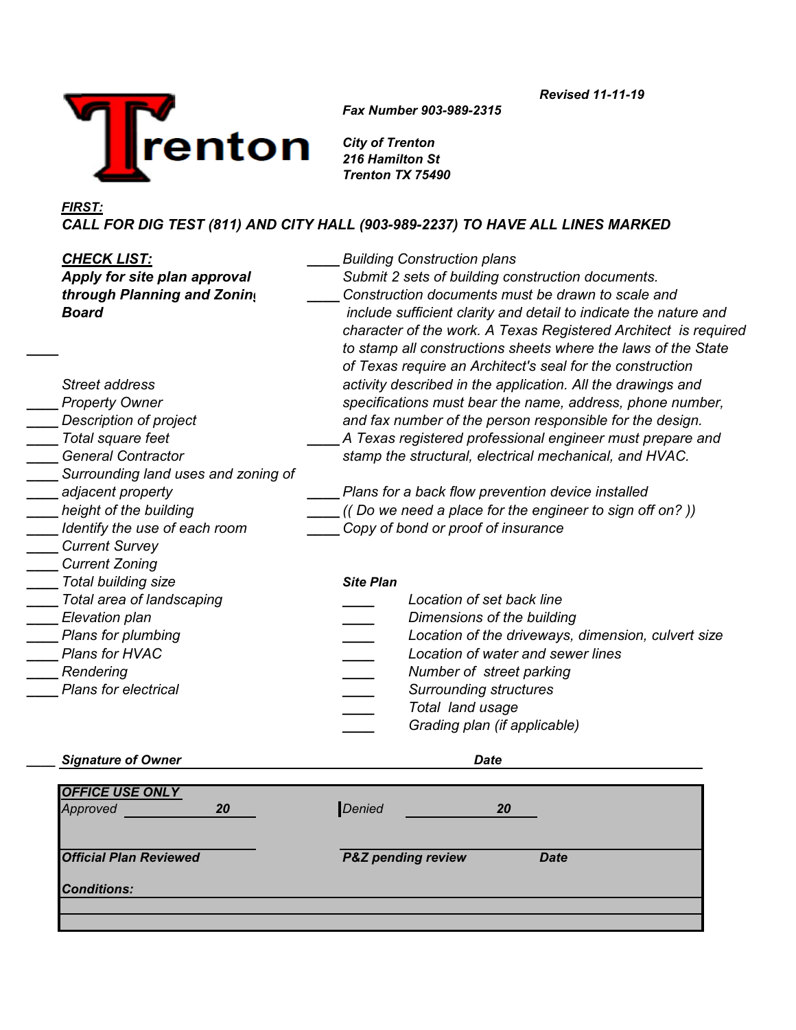Revised 11-11-19

**Trenton**

*Fax Number 903-989-2315*

*City of Trenton*
*216 Hamilton St*
*Trenton TX 75490*

***FIRST:***
***CALL FOR DIG TEST (811) AND CITY HALL (903-989-2237) TO HAVE ALL LINES MARKED***

***CHECK LIST:***
***Apply for site plan approval through Planning and Zonin***
***Board***

____

- *Street address*
- ____ *Property Owner*
- ____ *Description of project*
- ____ *Total square feet*
- ____ *General Contractor*
- ____ *Surrounding land uses and zoning of*
- ____ *adjacent property*
- ____ *height of the building*
- ____ *Identify the use of each room*
- ____ *Current Survey*
- ____ *Current Zoning*
- ____ *Total building size*
- ____ *Total area of landscaping*
- ____ *Elevation plan*
- ____ *Plans for plumbing*
- ____ *Plans for HVAC*
- ____ *Rendering*
- ____ *Plans for electrical*

- ____ *Building Construction plans*
  *Submit 2 sets of building construction documents.*
- ____ *Construction documents must be drawn to scale and include sufficient clarity and detail to indicate the nature and character of the work. A Texas Registered Architect is required to stamp all constructions sheets where the laws of the State of Texas require an Architect's seal for the construction activity described in the application. All the drawings and specifications must bear the name, address, phone number, and fax number of the person responsible for the design.*
- ____ *A Texas registered professional engineer must prepare and stamp the structural, electrical mechanical, and HVAC.*
- ____ *Plans for a back flow prevention device installed*
- ____ *(( Do we need a place for the engineer to sign off on? ))*
- ____ *Copy of bond or proof of insurance*

***Site Plan***

- ____ *Location of set back line*
- ____ *Dimensions of the building*
- ____ *Location of the driveways, dimension, culvert size*
- ____ *Location of water and sewer lines*
- ____ *Number of street parking*
- ____ *Surrounding structures*
- ____ *Total land usage*
- ____ *Grading plan (if applicable)*

____ ***Signature of Owner*** ______________________________ ***Date*** ______________

| ***OFFICE USE ONLY*** | |
|---|---|
| *Approved* ________ **20** ____ | *Denied* ________ **20** ____ |
| ***Official Plan Reviewed*** | ***P&Z pending review*** ***Date*** |
| ***Conditions:*** | |
| | |
| | |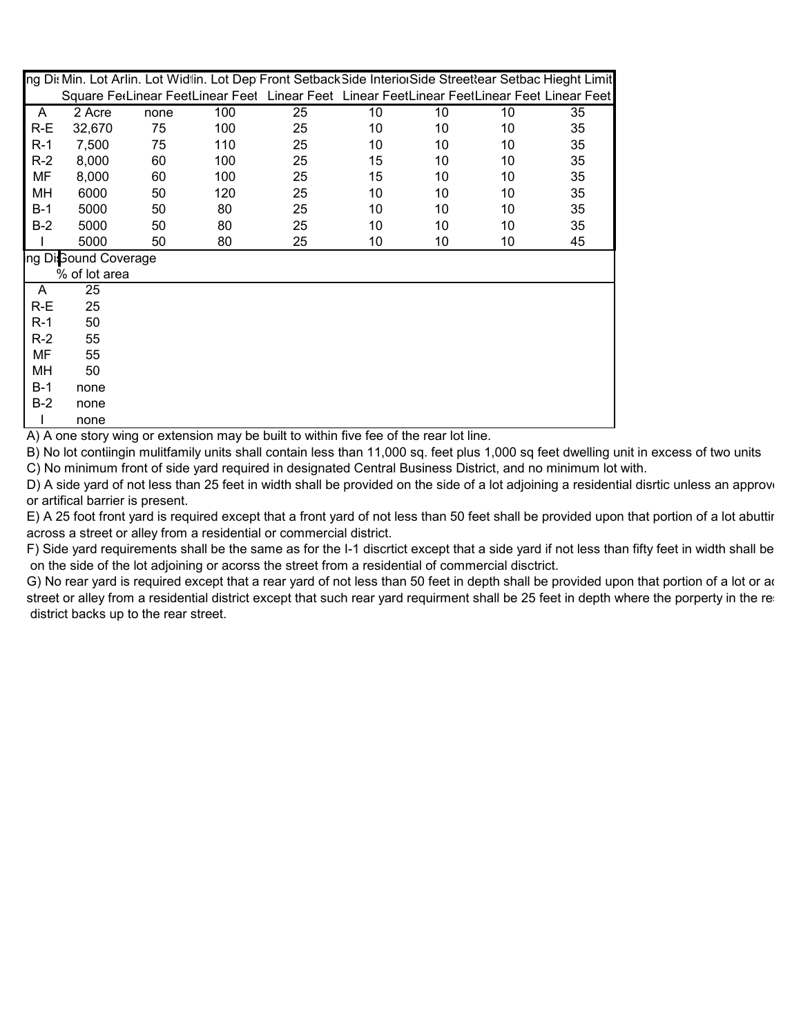| ng Dis | Min. Lot Ar Square Fe | lin. Lot Wid Linear Feet | lin. Lot Dep Linear Feet | Front Setback Linear Feet | Side Interio Linear Feet | Side Street Linear Feet | Rear Setbac Linear Feet | Hieght Limit Linear Feet |
|---|---|---|---|---|---|---|---|---|
| A | 2 Acre | none | 100 | 25 | 10 | 10 | 10 | 35 |
| R-E | 32,670 | 75 | 100 | 25 | 10 | 10 | 10 | 35 |
| R-1 | 7,500 | 75 | 110 | 25 | 10 | 10 | 10 | 35 |
| R-2 | 8,000 | 60 | 100 | 25 | 15 | 10 | 10 | 35 |
| MF | 8,000 | 60 | 100 | 25 | 15 | 10 | 10 | 35 |
| MH | 6000 | 50 | 120 | 25 | 10 | 10 | 10 | 35 |
| B-1 | 5000 | 50 | 80 | 25 | 10 | 10 | 10 | 35 |
| B-2 | 5000 | 50 | 80 | 25 | 10 | 10 | 10 | 35 |
| I | 5000 | 50 | 80 | 25 | 10 | 10 | 10 | 45 |

| ng Di | Gound Coverage % of lot area |
|---|---|
| A | 25 |
| R-E | 25 |
| R-1 | 50 |
| R-2 | 55 |
| MF | 55 |
| MH | 50 |
| B-1 | none |
| B-2 | none |
| I | none |

A) A one story wing or extension may be built to within five fee of the rear lot line.

B) No lot contiingin mulitfamily units shall contain less than 11,000 sq. feet plus 1,000 sq feet dwelling unit in excess of two units

C) No minimum front of side yard required in designated Central Business District, and no minimum lot with.

D) A side yard of not less than 25 feet in width shall be provided on the side of a lot adjoining a residential disrtic unless an approv or artifical barrier is present.

E) A 25 foot front yard is required except that a front yard of not less than 50 feet shall be provided upon that portion of a lot abuttir across a street or alley from a residential or commercial district.

F) Side yard requirements shall be the same as for the I-1 discrtict except that a side yard if not less than fifty feet in width shall be on the side of the lot adjoining or acorss the street from a residential of commercial disctrict.

G) No rear yard is required except that a rear yard of not less than 50 feet in depth shall be provided upon that portion of a lot or ac street or alley from a residential district except that such rear yard requirment shall be 25 feet in depth where the porperty in the re district backs up to the rear street.